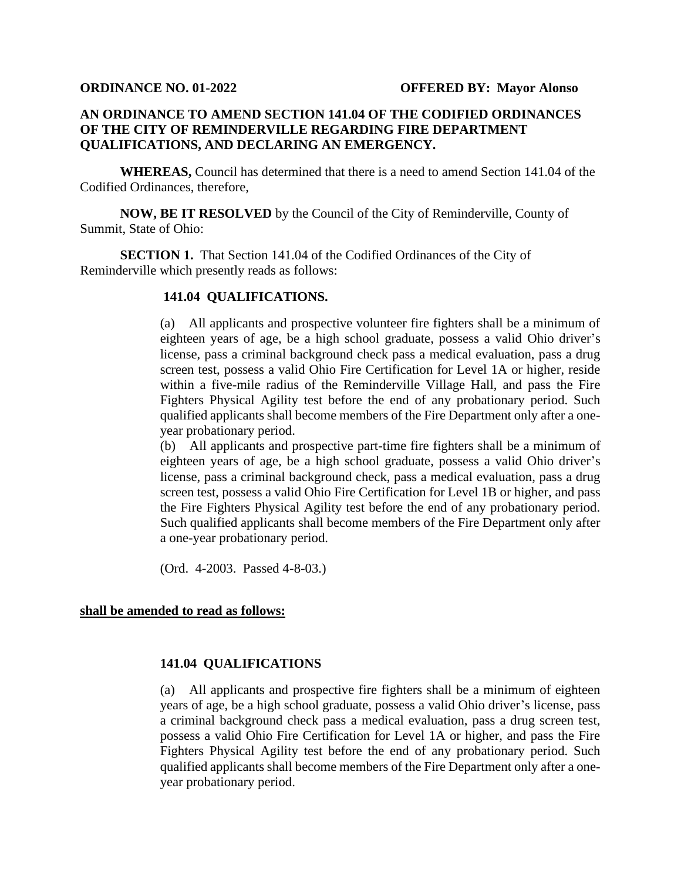**ORDINANCE NO. 01-2022** **OFFERED BY: Mayor Alonso**

**AN ORDINANCE TO AMEND SECTION 141.04 OF THE CODIFIED ORDINANCES OF THE CITY OF REMINDERVILLE REGARDING FIRE DEPARTMENT QUALIFICATIONS, AND DECLARING AN EMERGENCY.**

**WHEREAS,** Council has determined that there is a need to amend Section 141.04 of the Codified Ordinances, therefore,

**NOW, BE IT RESOLVED** by the Council of the City of Reminderville, County of Summit, State of Ohio:

**SECTION 1.** That Section 141.04 of the Codified Ordinances of the City of Reminderville which presently reads as follows:

> **141.04 QUALIFICATIONS.**
>
> (a) All applicants and prospective volunteer fire fighters shall be a minimum of eighteen years of age, be a high school graduate, possess a valid Ohio driver's license, pass a criminal background check pass a medical evaluation, pass a drug screen test, possess a valid Ohio Fire Certification for Level 1A or higher, reside within a five-mile radius of the Reminderville Village Hall, and pass the Fire Fighters Physical Agility test before the end of any probationary period. Such qualified applicants shall become members of the Fire Department only after a one-year probationary period.
>
> (b) All applicants and prospective part-time fire fighters shall be a minimum of eighteen years of age, be a high school graduate, possess a valid Ohio driver's license, pass a criminal background check, pass a medical evaluation, pass a drug screen test, possess a valid Ohio Fire Certification for Level 1B or higher, and pass the Fire Fighters Physical Agility test before the end of any probationary period. Such qualified applicants shall become members of the Fire Department only after a one-year probationary period.
>
> (Ord. 4-2003. Passed 4-8-03.)

**shall be amended to read as follows:**

> **141.04 QUALIFICATIONS**
>
> (a) All applicants and prospective fire fighters shall be a minimum of eighteen years of age, be a high school graduate, possess a valid Ohio driver's license, pass a criminal background check pass a medical evaluation, pass a drug screen test, possess a valid Ohio Fire Certification for Level 1A or higher, and pass the Fire Fighters Physical Agility test before the end of any probationary period. Such qualified applicants shall become members of the Fire Department only after a one-year probationary period.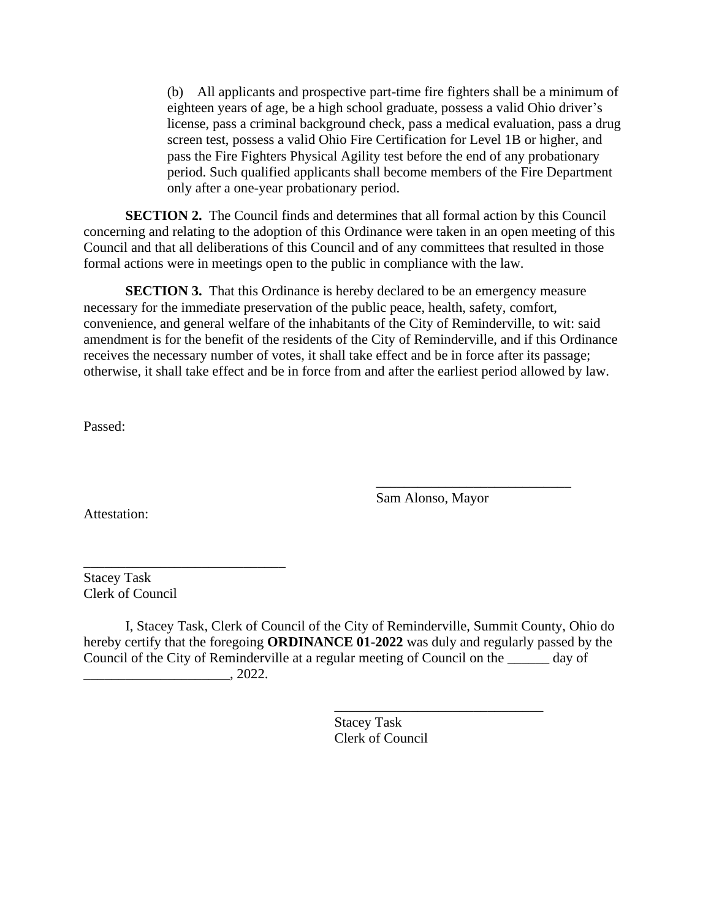(b) All applicants and prospective part-time fire fighters shall be a minimum of eighteen years of age, be a high school graduate, possess a valid Ohio driver's license, pass a criminal background check, pass a medical evaluation, pass a drug screen test, possess a valid Ohio Fire Certification for Level 1B or higher, and pass the Fire Fighters Physical Agility test before the end of any probationary period. Such qualified applicants shall become members of the Fire Department only after a one-year probationary period.

**SECTION 2.** The Council finds and determines that all formal action by this Council concerning and relating to the adoption of this Ordinance were taken in an open meeting of this Council and that all deliberations of this Council and of any committees that resulted in those formal actions were in meetings open to the public in compliance with the law.

**SECTION 3.** That this Ordinance is hereby declared to be an emergency measure necessary for the immediate preservation of the public peace, health, safety, comfort, convenience, and general welfare of the inhabitants of the City of Reminderville, to wit: said amendment is for the benefit of the residents of the City of Reminderville, and if this Ordinance receives the necessary number of votes, it shall take effect and be in force after its passage; otherwise, it shall take effect and be in force from and after the earliest period allowed by law.

Passed:

____________________________
Sam Alonso, Mayor

Attestation:

_____________________________
Stacey Task
Clerk of Council

I, Stacey Task, Clerk of Council of the City of Reminderville, Summit County, Ohio do hereby certify that the foregoing **ORDINANCE 01-2022** was duly and regularly passed by the Council of the City of Reminderville at a regular meeting of Council on the ______ day of _____________________, 2022.

______________________________
Stacey Task
Clerk of Council